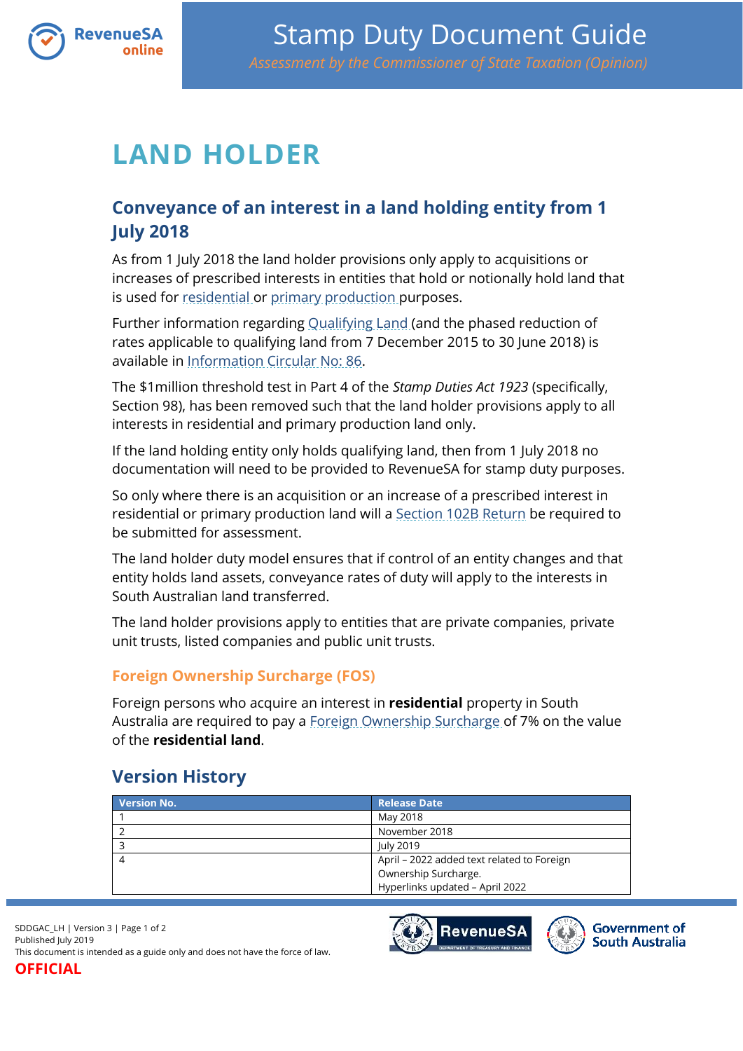# Stamp Duty Document Guide

*Assessment by the Commissioner of State Taxation (Opinion)*

# LAND HOLDER

## Conveyance of an interest in a land holding entity from 1 July 2018

As from 1 July 2018 the land holder provisions only apply to acquisitions or increases of prescribed interests in entities that hold or notionally hold land that is used for residential or primary production purposes.

Further information regarding Qualifying Land (and the phased reduction of rates applicable to qualifying land from 7 December 2015 to 30 June 2018) is available in Information Circular No: 86.

The $1million threshold test in Part 4 of the *Stamp Duties Act 1923* (specifically, Section 98), has been removed such that the land holder provisions apply to all interests in residential and primary production land only.

If the land holding entity only holds qualifying land, then from 1 July 2018 no documentation will need to be provided to RevenueSA for stamp duty purposes.

So only where there is an acquisition or an increase of a prescribed interest in residential or primary production land will a Section 102B Return be required to be submitted for assessment.

The land holder duty model ensures that if control of an entity changes and that entity holds land assets, conveyance rates of duty will apply to the interests in South Australian land transferred.

The land holder provisions apply to entities that are private companies, private unit trusts, listed companies and public unit trusts.

### Foreign Ownership Surcharge (FOS)

Foreign persons who acquire an interest in **residential** property in South Australia are required to pay a Foreign Ownership Surcharge of 7% on the value of the **residential land**.

## Version History

| Version No. | Release Date |
|---|---|
| 1 | May 2018 |
| 2 | November 2018 |
| 3 | July 2019 |
| 4 | April – 2022 added text related to Foreign Ownership Surcharge.<br>Hyperlinks updated – April 2022 |

SDDGAC_LH | Version 3 | Page 1 of 2
Published July 2019
This document is intended as a guide only and does not have the force of law.

**OFFICIAL**